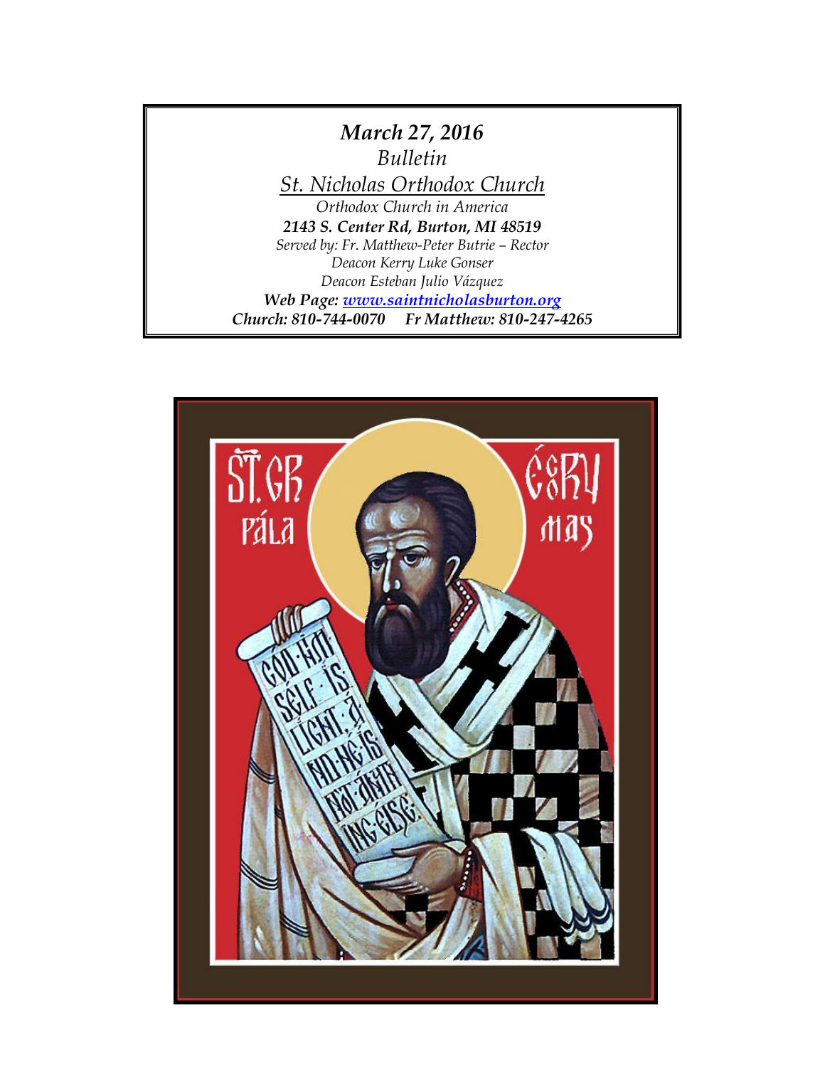***March 27, 2016***

*Bulletin*

*St. Nicholas Orthodox Church*

*Orthodox Church in America*

***2143 S. Center Rd, Burton, MI 48519***

*Served by: Fr. Matthew-Peter Butrie – Rector*

*Deacon Kerry Luke Gonser*

*Deacon Esteban Julio Vázquez*

***Web Page: www.saintnicholasburton.org***

***Church: 810-744-0070 Fr Matthew: 810-247-4265***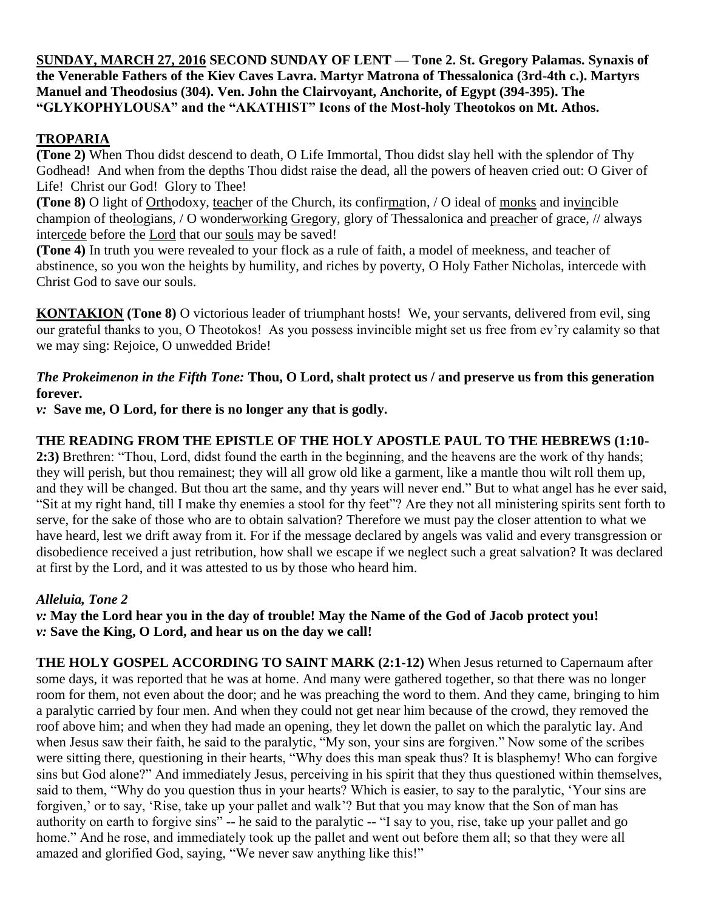**SUNDAY, MARCH 27, 2016 SECOND SUNDAY OF LENT — Tone 2. St. Gregory Palamas. Synaxis of the Venerable Fathers of the Kiev Caves Lavra. Martyr Matrona of Thessalonica (3rd-4th c.). Martyrs Manuel and Theodosius (304). Ven. John the Clairvoyant, Anchorite, of Egypt (394-395). The "GLYKOPHYLOUSA" and the "AKATHIST" Icons of the Most-holy Theotokos on Mt. Athos.**

## TROPARIA

**(Tone 2)** When Thou didst descend to death, O Life Immortal, Thou didst slay hell with the splendor of Thy Godhead! And when from the depths Thou didst raise the dead, all the powers of heaven cried out: O Giver of Life! Christ our God! Glory to Thee!

**(Tone 8)** O light of Orthodoxy, teacher of the Church, its confirmation, / O ideal of monks and invincible champion of theologians, / O wonderworking Gregory, glory of Thessalonica and preacher of grace, // always intercede before the Lord that our souls may be saved!

**(Tone 4)** In truth you were revealed to your flock as a rule of faith, a model of meekness, and teacher of abstinence, so you won the heights by humility, and riches by poverty, O Holy Father Nicholas, intercede with Christ God to save our souls.

**KONTAKION (Tone 8)** O victorious leader of triumphant hosts! We, your servants, delivered from evil, sing our grateful thanks to you, O Theotokos! As you possess invincible might set us free from ev'ry calamity so that we may sing: Rejoice, O unwedded Bride!

***The Prokeimenon in the Fifth Tone:*** **Thou, O Lord, shalt protect us / and preserve us from this generation forever.**

*v:* **Save me, O Lord, for there is no longer any that is godly.**

**THE READING FROM THE EPISTLE OF THE HOLY APOSTLE PAUL TO THE HEBREWS (1:10-2:3)** Brethren: "Thou, Lord, didst found the earth in the beginning, and the heavens are the work of thy hands; they will perish, but thou remainest; they will all grow old like a garment, like a mantle thou wilt roll them up, and they will be changed. But thou art the same, and thy years will never end." But to what angel has he ever said, "Sit at my right hand, till I make thy enemies a stool for thy feet"? Are they not all ministering spirits sent forth to serve, for the sake of those who are to obtain salvation? Therefore we must pay the closer attention to what we have heard, lest we drift away from it. For if the message declared by angels was valid and every transgression or disobedience received a just retribution, how shall we escape if we neglect such a great salvation? It was declared at first by the Lord, and it was attested to us by those who heard him.

***Alleluia, Tone 2***

*v:* **May the Lord hear you in the day of trouble! May the Name of the God of Jacob protect you!**

*v:* **Save the King, O Lord, and hear us on the day we call!**

**THE HOLY GOSPEL ACCORDING TO SAINT MARK (2:1-12)** When Jesus returned to Capernaum after some days, it was reported that he was at home. And many were gathered together, so that there was no longer room for them, not even about the door; and he was preaching the word to them. And they came, bringing to him a paralytic carried by four men. And when they could not get near him because of the crowd, they removed the roof above him; and when they had made an opening, they let down the pallet on which the paralytic lay. And when Jesus saw their faith, he said to the paralytic, "My son, your sins are forgiven." Now some of the scribes were sitting there, questioning in their hearts, "Why does this man speak thus? It is blasphemy! Who can forgive sins but God alone?" And immediately Jesus, perceiving in his spirit that they thus questioned within themselves, said to them, "Why do you question thus in your hearts? Which is easier, to say to the paralytic, 'Your sins are forgiven,' or to say, 'Rise, take up your pallet and walk'? But that you may know that the Son of man has authority on earth to forgive sins" -- he said to the paralytic -- "I say to you, rise, take up your pallet and go home." And he rose, and immediately took up the pallet and went out before them all; so that they were all amazed and glorified God, saying, "We never saw anything like this!"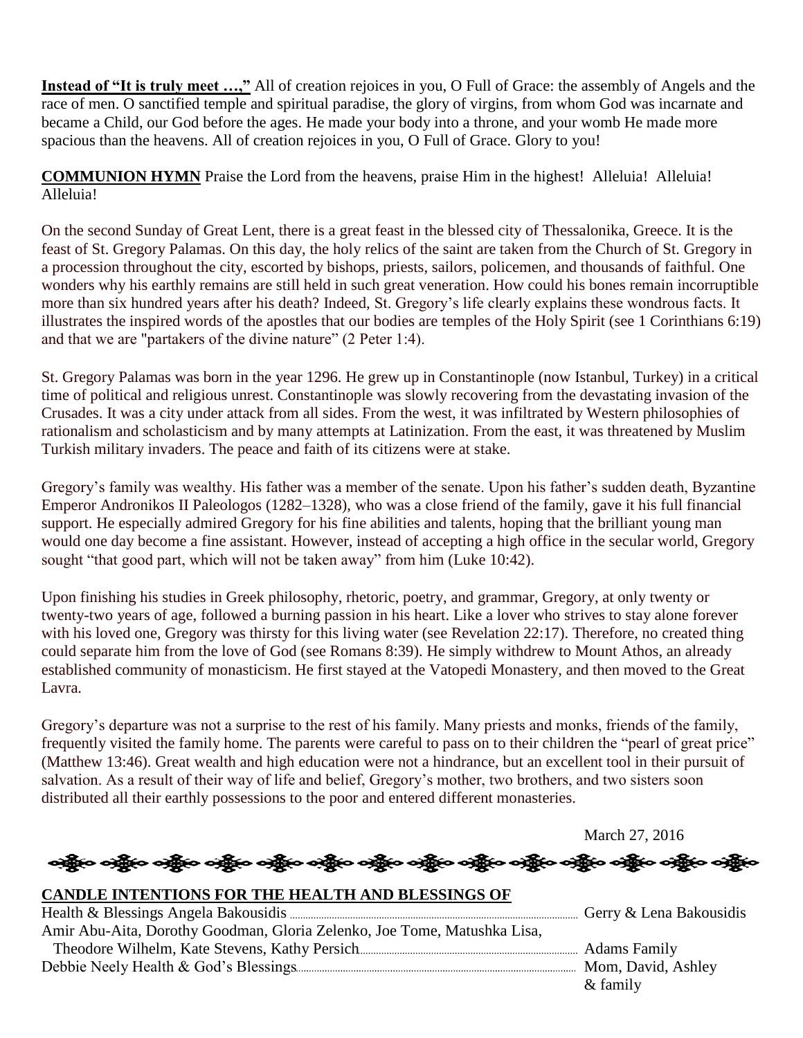**Instead of "It is truly meet …,"** All of creation rejoices in you, O Full of Grace: the assembly of Angels and the race of men. O sanctified temple and spiritual paradise, the glory of virgins, from whom God was incarnate and became a Child, our God before the ages. He made your body into a throne, and your womb He made more spacious than the heavens. All of creation rejoices in you, O Full of Grace. Glory to you!

**COMMUNION HYMN** Praise the Lord from the heavens, praise Him in the highest! Alleluia! Alleluia! Alleluia!

On the second Sunday of Great Lent, there is a great feast in the blessed city of Thessalonika, Greece. It is the feast of St. Gregory Palamas. On this day, the holy relics of the saint are taken from the Church of St. Gregory in a procession throughout the city, escorted by bishops, priests, sailors, policemen, and thousands of faithful. One wonders why his earthly remains are still held in such great veneration. How could his bones remain incorruptible more than six hundred years after his death? Indeed, St. Gregory's life clearly explains these wondrous facts. It illustrates the inspired words of the apostles that our bodies are temples of the Holy Spirit (see 1 Corinthians 6:19) and that we are "partakers of the divine nature" (2 Peter 1:4).

St. Gregory Palamas was born in the year 1296. He grew up in Constantinople (now Istanbul, Turkey) in a critical time of political and religious unrest. Constantinople was slowly recovering from the devastating invasion of the Crusades. It was a city under attack from all sides. From the west, it was infiltrated by Western philosophies of rationalism and scholasticism and by many attempts at Latinization. From the east, it was threatened by Muslim Turkish military invaders. The peace and faith of its citizens were at stake.

Gregory's family was wealthy. His father was a member of the senate. Upon his father's sudden death, Byzantine Emperor Andronikos II Paleologos (1282–1328), who was a close friend of the family, gave it his full financial support. He especially admired Gregory for his fine abilities and talents, hoping that the brilliant young man would one day become a fine assistant. However, instead of accepting a high office in the secular world, Gregory sought "that good part, which will not be taken away" from him (Luke 10:42).

Upon finishing his studies in Greek philosophy, rhetoric, poetry, and grammar, Gregory, at only twenty or twenty-two years of age, followed a burning passion in his heart. Like a lover who strives to stay alone forever with his loved one, Gregory was thirsty for this living water (see Revelation 22:17). Therefore, no created thing could separate him from the love of God (see Romans 8:39). He simply withdrew to Mount Athos, an already established community of monasticism. He first stayed at the Vatopedi Monastery, and then moved to the Great Lavra.

Gregory's departure was not a surprise to the rest of his family. Many priests and monks, friends of the family, frequently visited the family home. The parents were careful to pass on to their children the "pearl of great price" (Matthew 13:46). Great wealth and high education were not a hindrance, but an excellent tool in their pursuit of salvation. As a result of their way of life and belief, Gregory's mother, two brothers, and two sisters soon distributed all their earthly possessions to the poor and entered different monasteries.

March 27, 2016

**CANDLE INTENTIONS FOR THE HEALTH AND BLESSINGS OF**

| | |
|---|---|
| Health & Blessings Angela Bakousidis | Gerry & Lena Bakousidis |
| Amir Abu-Aita, Dorothy Goodman, Gloria Zelenko, Joe Tome, Matushka Lisa, Theodore Wilhelm, Kate Stevens, Kathy Persich | Adams Family |
| Debbie Neely Health & God's Blessings | Mom, David, Ashley & family |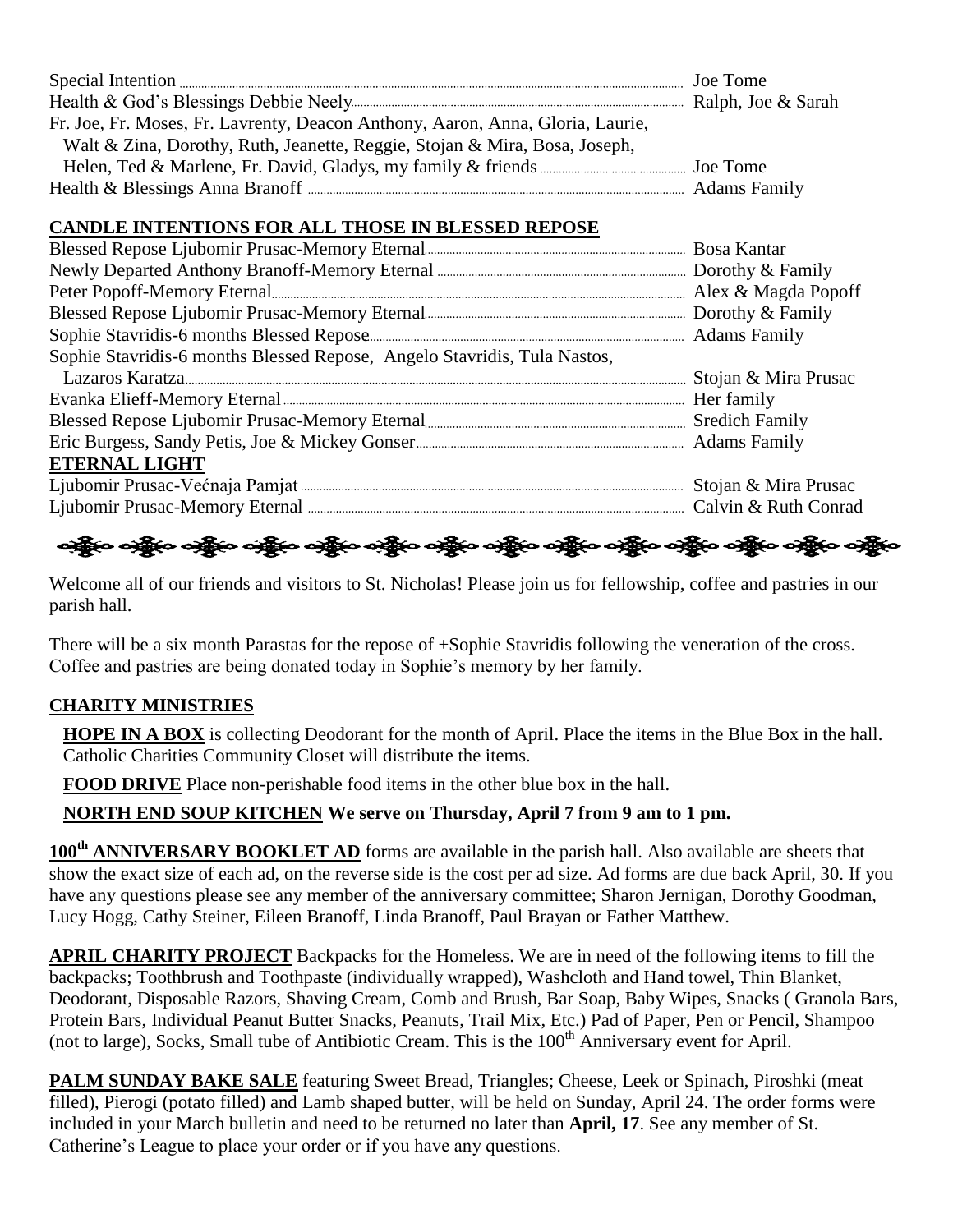Special Intention ........ Joe Tome
Health & God's Blessings Debbie Neely........ Ralph, Joe & Sarah
Fr. Joe, Fr. Moses, Fr. Lavrenty, Deacon Anthony, Aaron, Anna, Gloria, Laurie, Walt & Zina, Dorothy, Ruth, Jeanette, Reggie, Stojan & Mira, Bosa, Joseph, Helen, Ted & Marlene, Fr. David, Gladys, my family & friends ........ Joe Tome
Health & Blessings Anna Branoff ........ Adams Family

## CANDLE INTENTIONS FOR ALL THOSE IN BLESSED REPOSE

Blessed Repose Ljubomir Prusac-Memory Eternal........ Bosa Kantar
Newly Departed Anthony Branoff-Memory Eternal ........ Dorothy & Family
Peter Popoff-Memory Eternal........ Alex & Magda Popoff
Blessed Repose Ljubomir Prusac-Memory Eternal........ Dorothy & Family
Sophie Stavridis-6 months Blessed Repose........ Adams Family
Sophie Stavridis-6 months Blessed Repose, Angelo Stavridis, Tula Nastos, Lazaros Karatza........ Stojan & Mira Prusac
Evanka Elieff-Memory Eternal ........ Her family
Blessed Repose Ljubomir Prusac-Memory Eternal........ Sredich Family
Eric Burgess, Sandy Petis, Joe & Mickey Gonser........ Adams Family

## ETERNAL LIGHT

Ljubomir Prusac-Većnaja Pamjat ........ Stojan & Mira Prusac
Ljubomir Prusac-Memory Eternal ........ Calvin & Ruth Conrad

Welcome all of our friends and visitors to St. Nicholas! Please join us for fellowship, coffee and pastries in our parish hall.

There will be a six month Parastas for the repose of +Sophie Stavridis following the veneration of the cross. Coffee and pastries are being donated today in Sophie's memory by her family.

## CHARITY MINISTRIES

**HOPE IN A BOX** is collecting Deodorant for the month of April. Place the items in the Blue Box in the hall. Catholic Charities Community Closet will distribute the items.

**FOOD DRIVE** Place non-perishable food items in the other blue box in the hall.

**NORTH END SOUP KITCHEN We serve on Thursday, April 7 from 9 am to 1 pm.**

**100th ANNIVERSARY BOOKLET AD** forms are available in the parish hall. Also available are sheets that show the exact size of each ad, on the reverse side is the cost per ad size. Ad forms are due back April, 30. If you have any questions please see any member of the anniversary committee; Sharon Jernigan, Dorothy Goodman, Lucy Hogg, Cathy Steiner, Eileen Branoff, Linda Branoff, Paul Brayan or Father Matthew.

**APRIL CHARITY PROJECT** Backpacks for the Homeless. We are in need of the following items to fill the backpacks; Toothbrush and Toothpaste (individually wrapped), Washcloth and Hand towel, Thin Blanket, Deodorant, Disposable Razors, Shaving Cream, Comb and Brush, Bar Soap, Baby Wipes, Snacks ( Granola Bars, Protein Bars, Individual Peanut Butter Snacks, Peanuts, Trail Mix, Etc.) Pad of Paper, Pen or Pencil, Shampoo (not to large), Socks, Small tube of Antibiotic Cream. This is the 100th Anniversary event for April.

**PALM SUNDAY BAKE SALE** featuring Sweet Bread, Triangles; Cheese, Leek or Spinach, Piroshki (meat filled), Pierogi (potato filled) and Lamb shaped butter, will be held on Sunday, April 24. The order forms were included in your March bulletin and need to be returned no later than **April, 17**. See any member of St. Catherine's League to place your order or if you have any questions.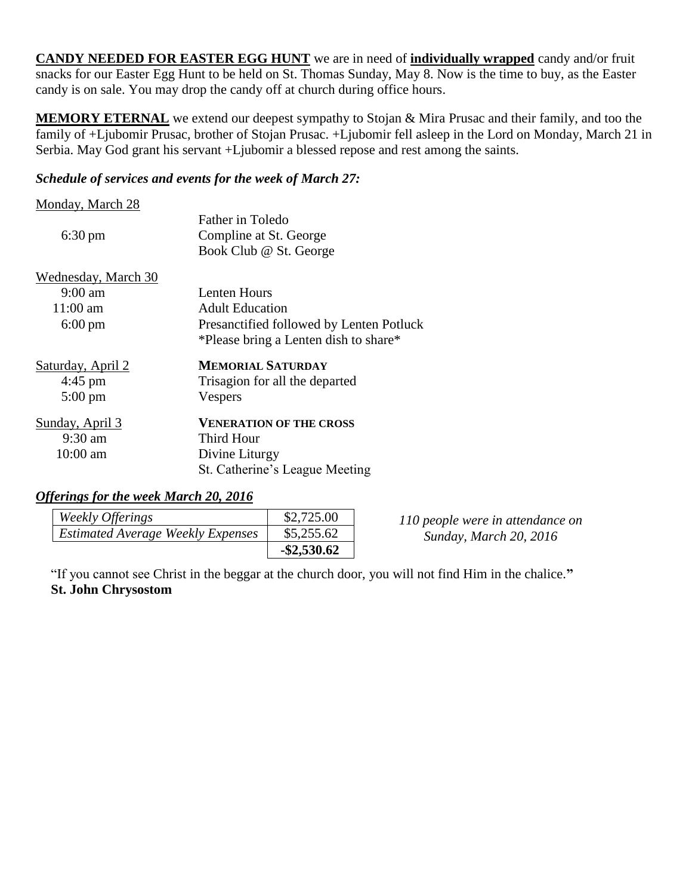**CANDY NEEDED FOR EASTER EGG HUNT** we are in need of **individually wrapped** candy and/or fruit snacks for our Easter Egg Hunt to be held on St. Thomas Sunday, May 8. Now is the time to buy, as the Easter candy is on sale. You may drop the candy off at church during office hours.

**MEMORY ETERNAL** we extend our deepest sympathy to Stojan & Mira Prusac and their family, and too the family of +Ljubomir Prusac, brother of Stojan Prusac. +Ljubomir fell asleep in the Lord on Monday, March 21 in Serbia. May God grant his servant +Ljubomir a blessed repose and rest among the saints.

***Schedule of services and events for the week of March 27:***

Monday, March 28

| | |
|---|---|
| | Father in Toledo |
| 6:30 pm | Compline at St. George |
| | Book Club @ St. George |

Wednesday, March 30

| | |
|---|---|
| 9:00 am | Lenten Hours |
| 11:00 am | Adult Education |
| 6:00 pm | Presanctified followed by Lenten Potluck |
| | *Please bring a Lenten dish to share* |

Saturday, April 2 — **MEMORIAL SATURDAY**

| | |
|---|---|
| 4:45 pm | Trisagion for all the departed |
| 5:00 pm | Vespers |

Sunday, April 3 — **VENERATION OF THE CROSS**

| | |
|---|---|
| 9:30 am | Third Hour |
| 10:00 am | Divine Liturgy |
| | St. Catherine's League Meeting |

***Offerings for the week March 20, 2016***

| | |
|---|---|
| *Weekly Offerings* | $2,725.00 |
| *Estimated Average Weekly Expenses* | $5,255.62 |
| | **-$2,530.62** |

*110 people were in attendance on Sunday, March 20, 2016*

"If you cannot see Christ in the beggar at the church door, you will not find Him in the chalice."
**St. John Chrysostom**